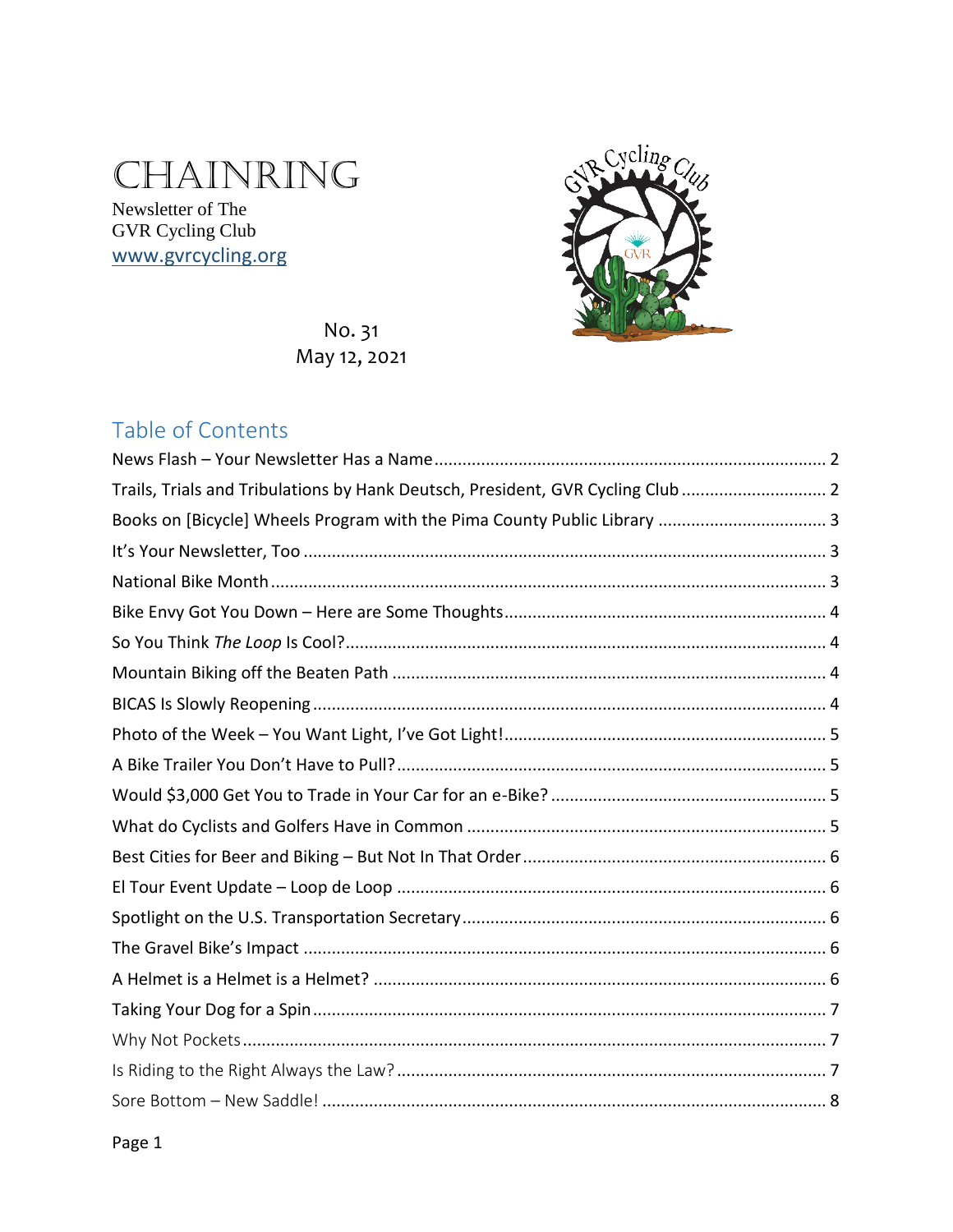# CHAINRING

Newsletter of The
GVR Cycling Club
www.gvrcycling.org

No. 31
May 12, 2021

## Table of Contents

News Flash – Your Newsletter Has a Name ........ 2
Trails, Trials and Tribulations by Hank Deutsch, President, GVR Cycling Club ........ 2
Books on [Bicycle] Wheels Program with the Pima County Public Library ........ 3
It's Your Newsletter, Too ........ 3
National Bike Month ........ 3
Bike Envy Got You Down – Here are Some Thoughts ........ 4
So You Think *The Loop* Is Cool? ........ 4
Mountain Biking off the Beaten Path ........ 4
BICAS Is Slowly Reopening ........ 4
Photo of the Week – You Want Light, I've Got Light! ........ 5
A Bike Trailer You Don't Have to Pull? ........ 5
Would $3,000 Get You to Trade in Your Car for an e-Bike? ........ 5
What do Cyclists and Golfers Have in Common ........ 5
Best Cities for Beer and Biking – But Not In That Order ........ 6
El Tour Event Update – Loop de Loop ........ 6
Spotlight on the U.S. Transportation Secretary ........ 6
The Gravel Bike's Impact ........ 6
A Helmet is a Helmet is a Helmet? ........ 6
Taking Your Dog for a Spin ........ 7
Why Not Pockets ........ 7
Is Riding to the Right Always the Law? ........ 7
Sore Bottom – New Saddle! ........ 8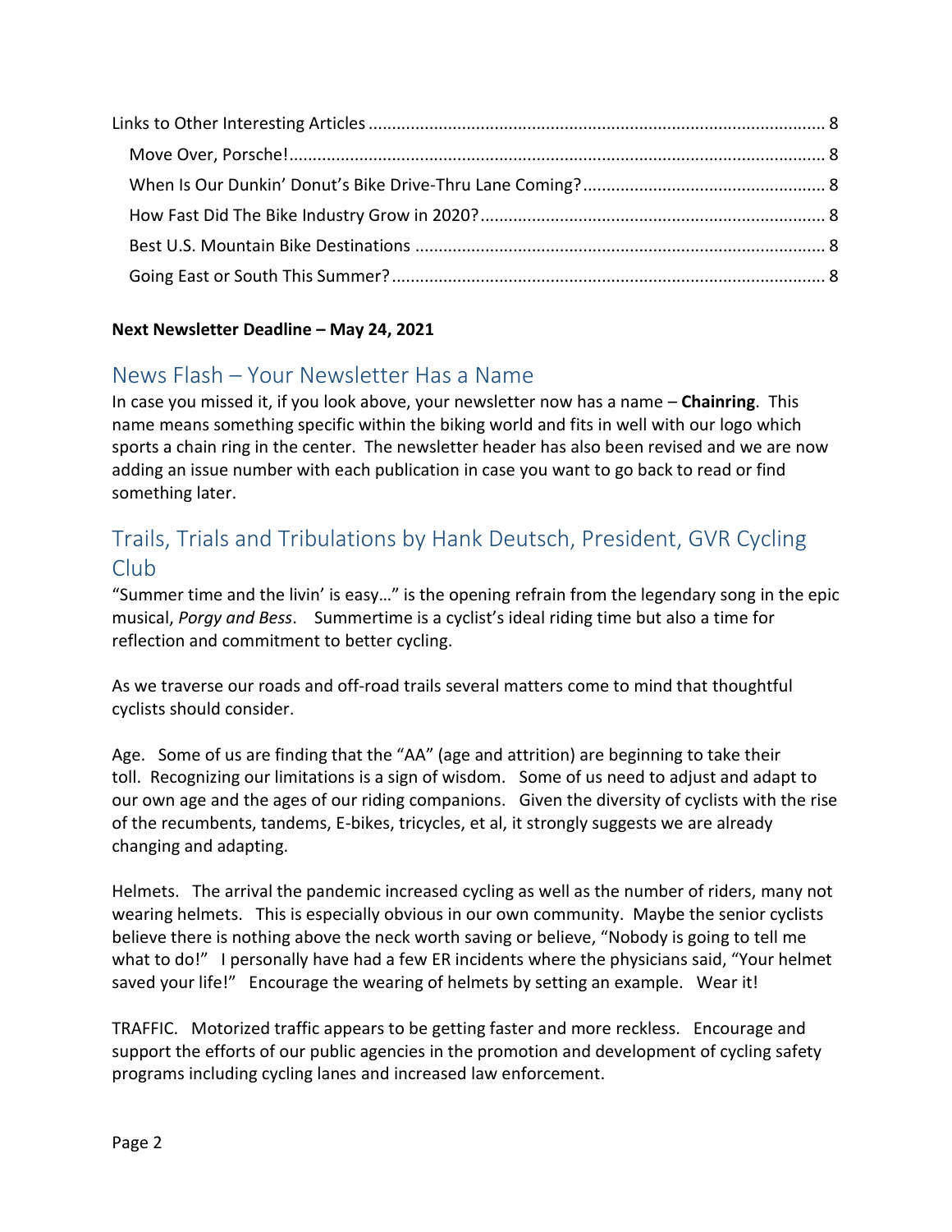Links to Other Interesting Articles ........................................................................................ 8

- Move Over, Porsche! ........................................................................................................ 8
- When Is Our Dunkin' Donut's Bike Drive-Thru Lane Coming? .................................................... 8
- How Fast Did The Bike Industry Grow in 2020? ......................................................................... 8
- Best U.S. Mountain Bike Destinations ..................................................................................... 8
- Going East or South This Summer? ......................................................................................... 8

**Next Newsletter Deadline – May 24, 2021**

## News Flash – Your Newsletter Has a Name

In case you missed it, if you look above, your newsletter now has a name – **Chainring**. This name means something specific within the biking world and fits in well with our logo which sports a chain ring in the center. The newsletter header has also been revised and we are now adding an issue number with each publication in case you want to go back to read or find something later.

## Trails, Trials and Tribulations by Hank Deutsch, President, GVR Cycling Club

"Summer time and the livin' is easy…" is the opening refrain from the legendary song in the epic musical, *Porgy and Bess*. Summertime is a cyclist's ideal riding time but also a time for reflection and commitment to better cycling.

As we traverse our roads and off-road trails several matters come to mind that thoughtful cyclists should consider.

Age. Some of us are finding that the "AA" (age and attrition) are beginning to take their toll. Recognizing our limitations is a sign of wisdom. Some of us need to adjust and adapt to our own age and the ages of our riding companions. Given the diversity of cyclists with the rise of the recumbents, tandems, E-bikes, tricycles, et al, it strongly suggests we are already changing and adapting.

Helmets. The arrival the pandemic increased cycling as well as the number of riders, many not wearing helmets. This is especially obvious in our own community. Maybe the senior cyclists believe there is nothing above the neck worth saving or believe, "Nobody is going to tell me what to do!" I personally have had a few ER incidents where the physicians said, "Your helmet saved your life!" Encourage the wearing of helmets by setting an example. Wear it!

TRAFFIC. Motorized traffic appears to be getting faster and more reckless. Encourage and support the efforts of our public agencies in the promotion and development of cycling safety programs including cycling lanes and increased law enforcement.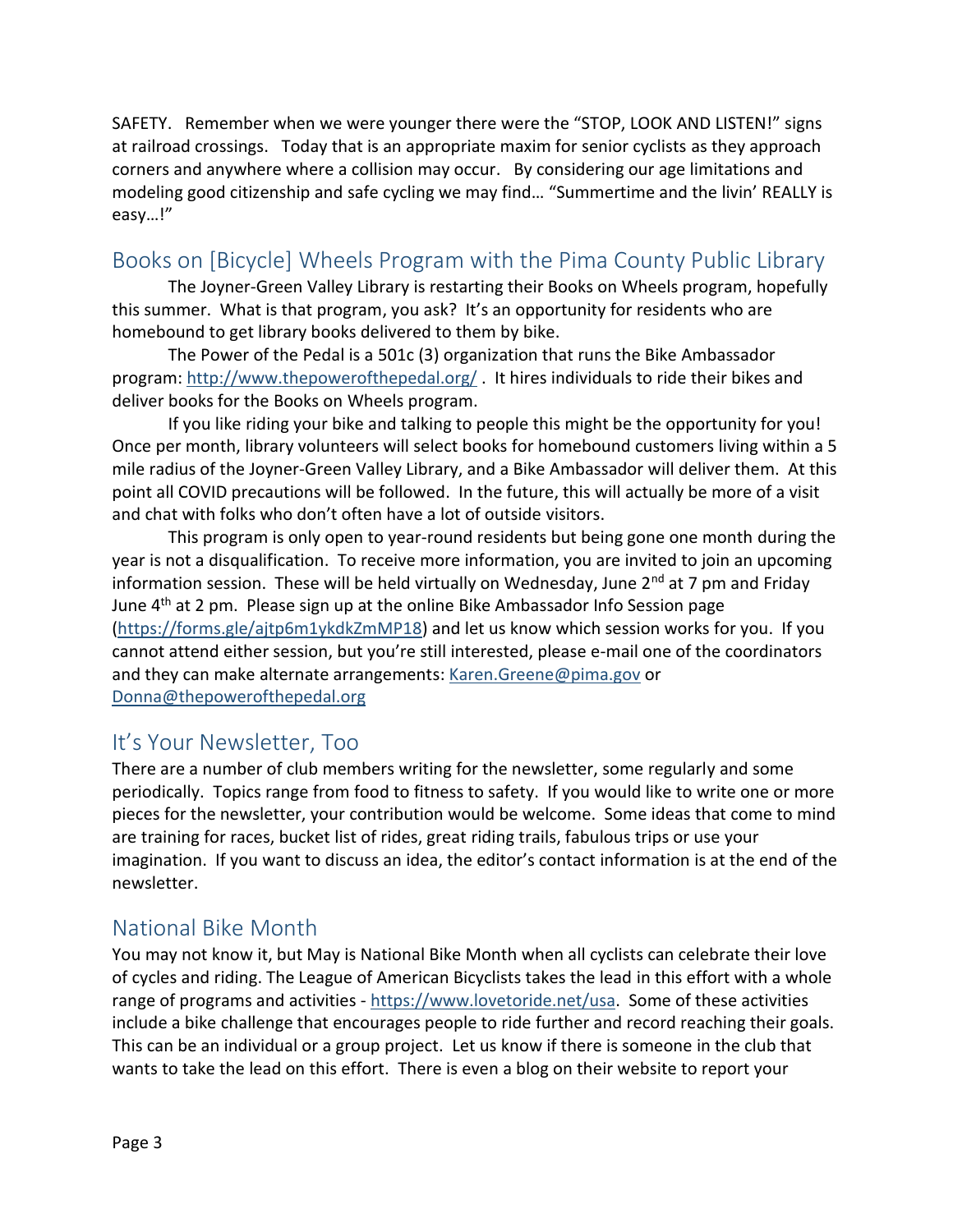SAFETY. Remember when we were younger there were the "STOP, LOOK AND LISTEN!" signs at railroad crossings. Today that is an appropriate maxim for senior cyclists as they approach corners and anywhere where a collision may occur. By considering our age limitations and modeling good citizenship and safe cycling we may find… "Summertime and the livin' REALLY is easy…!"

## Books on [Bicycle] Wheels Program with the Pima County Public Library

The Joyner-Green Valley Library is restarting their Books on Wheels program, hopefully this summer. What is that program, you ask? It's an opportunity for residents who are homebound to get library books delivered to them by bike.

The Power of the Pedal is a 501c (3) organization that runs the Bike Ambassador program: http://www.thepowerofthepedal.org/ . It hires individuals to ride their bikes and deliver books for the Books on Wheels program.

If you like riding your bike and talking to people this might be the opportunity for you! Once per month, library volunteers will select books for homebound customers living within a 5 mile radius of the Joyner-Green Valley Library, and a Bike Ambassador will deliver them. At this point all COVID precautions will be followed. In the future, this will actually be more of a visit and chat with folks who don't often have a lot of outside visitors.

This program is only open to year-round residents but being gone one month during the year is not a disqualification. To receive more information, you are invited to join an upcoming information session. These will be held virtually on Wednesday, June 2nd at 7 pm and Friday June 4th at 2 pm. Please sign up at the online Bike Ambassador Info Session page (https://forms.gle/ajtp6m1ykdkZmMP18) and let us know which session works for you. If you cannot attend either session, but you're still interested, please e-mail one of the coordinators and they can make alternate arrangements: Karen.Greene@pima.gov or Donna@thepowerofthepedal.org

## It's Your Newsletter, Too

There are a number of club members writing for the newsletter, some regularly and some periodically. Topics range from food to fitness to safety. If you would like to write one or more pieces for the newsletter, your contribution would be welcome. Some ideas that come to mind are training for races, bucket list of rides, great riding trails, fabulous trips or use your imagination. If you want to discuss an idea, the editor's contact information is at the end of the newsletter.

## National Bike Month

You may not know it, but May is National Bike Month when all cyclists can celebrate their love of cycles and riding. The League of American Bicyclists takes the lead in this effort with a whole range of programs and activities - https://www.lovetoride.net/usa. Some of these activities include a bike challenge that encourages people to ride further and record reaching their goals. This can be an individual or a group project. Let us know if there is someone in the club that wants to take the lead on this effort. There is even a blog on their website to report your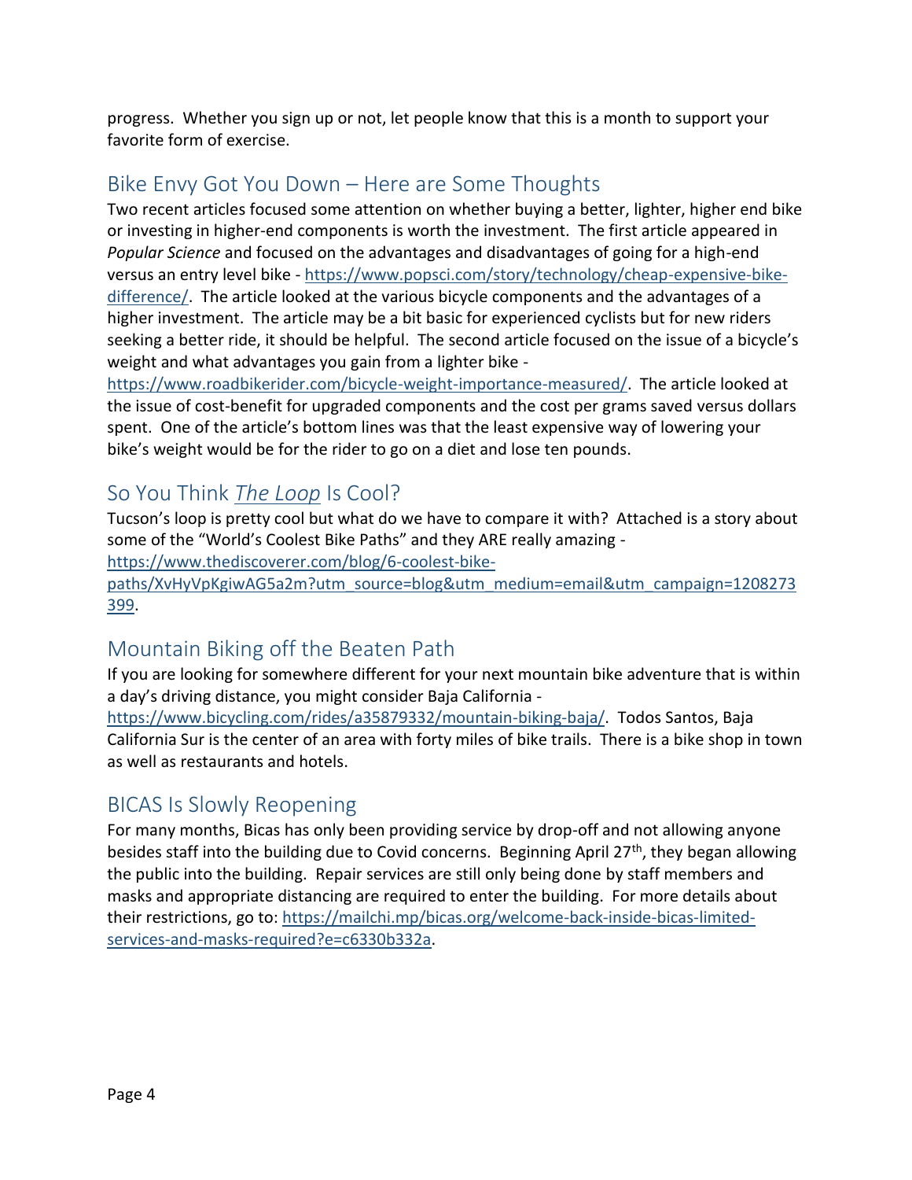progress. Whether you sign up or not, let people know that this is a month to support your favorite form of exercise.

## Bike Envy Got You Down – Here are Some Thoughts

Two recent articles focused some attention on whether buying a better, lighter, higher end bike or investing in higher-end components is worth the investment. The first article appeared in *Popular Science* and focused on the advantages and disadvantages of going for a high-end versus an entry level bike - https://www.popsci.com/story/technology/cheap-expensive-bike-difference/. The article looked at the various bicycle components and the advantages of a higher investment. The article may be a bit basic for experienced cyclists but for new riders seeking a better ride, it should be helpful. The second article focused on the issue of a bicycle's weight and what advantages you gain from a lighter bike - https://www.roadbikerider.com/bicycle-weight-importance-measured/. The article looked at the issue of cost-benefit for upgraded components and the cost per grams saved versus dollars spent. One of the article's bottom lines was that the least expensive way of lowering your bike's weight would be for the rider to go on a diet and lose ten pounds.

## So You Think *The Loop* Is Cool?

Tucson's loop is pretty cool but what do we have to compare it with? Attached is a story about some of the "World's Coolest Bike Paths" and they ARE really amazing - https://www.thediscoverer.com/blog/6-coolest-bike-paths/XvHyVpKgiwAG5a2m?utm_source=blog&utm_medium=email&utm_campaign=1208273399.

## Mountain Biking off the Beaten Path

If you are looking for somewhere different for your next mountain bike adventure that is within a day's driving distance, you might consider Baja California - https://www.bicycling.com/rides/a35879332/mountain-biking-baja/. Todos Santos, Baja California Sur is the center of an area with forty miles of bike trails. There is a bike shop in town as well as restaurants and hotels.

## BICAS Is Slowly Reopening

For many months, Bicas has only been providing service by drop-off and not allowing anyone besides staff into the building due to Covid concerns. Beginning April 27th, they began allowing the public into the building. Repair services are still only being done by staff members and masks and appropriate distancing are required to enter the building. For more details about their restrictions, go to: https://mailchi.mp/bicas.org/welcome-back-inside-bicas-limited-services-and-masks-required?e=c6330b332a.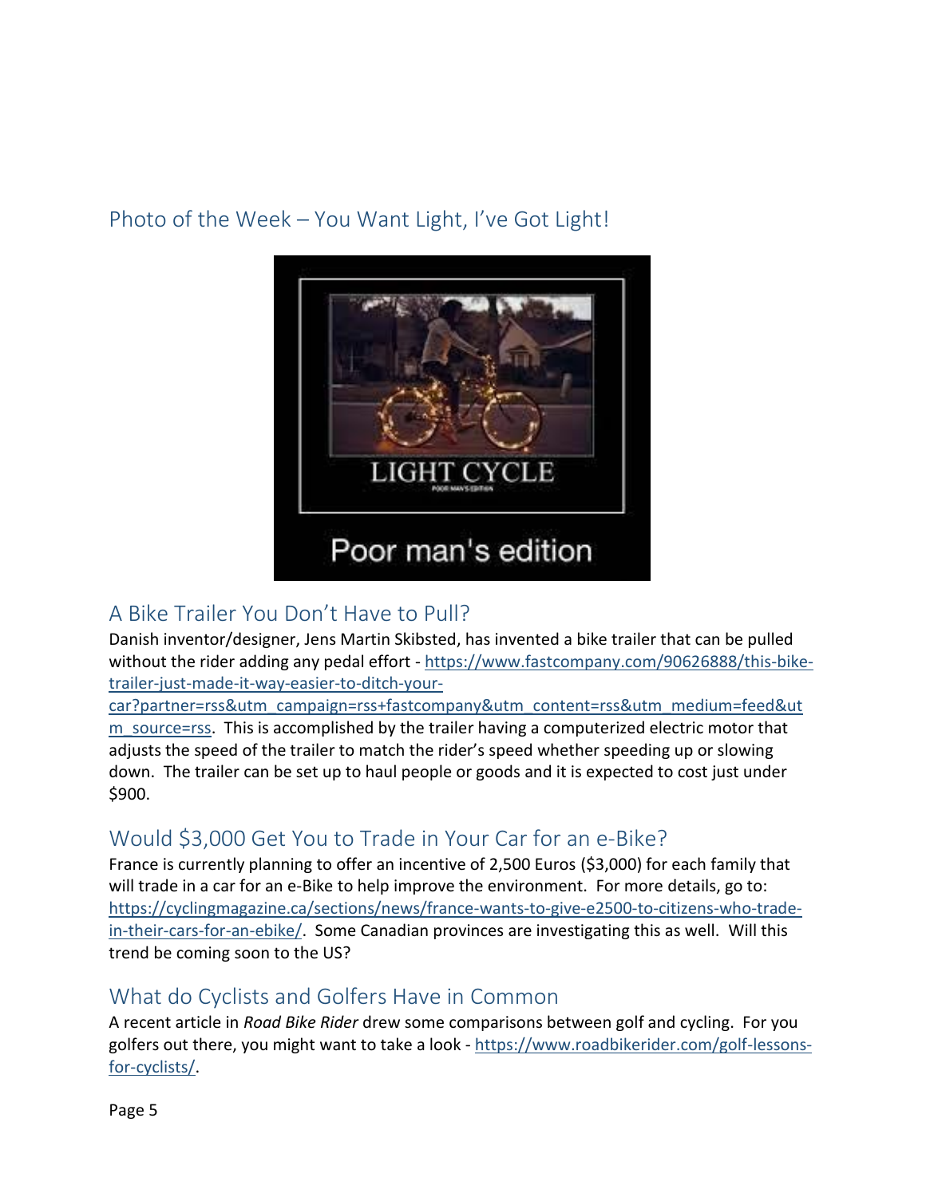## Photo of the Week – You Want Light, I've Got Light!

## A Bike Trailer You Don't Have to Pull?

Danish inventor/designer, Jens Martin Skibsted, has invented a bike trailer that can be pulled without the rider adding any pedal effort - https://www.fastcompany.com/90626888/this-bike-trailer-just-made-it-way-easier-to-ditch-your-car?partner=rss&utm_campaign=rss+fastcompany&utm_content=rss&utm_medium=feed&utm_source=rss. This is accomplished by the trailer having a computerized electric motor that adjusts the speed of the trailer to match the rider's speed whether speeding up or slowing down. The trailer can be set up to haul people or goods and it is expected to cost just under $900.

## Would $3,000 Get You to Trade in Your Car for an e-Bike?

France is currently planning to offer an incentive of 2,500 Euros ($3,000) for each family that will trade in a car for an e-Bike to help improve the environment. For more details, go to: https://cyclingmagazine.ca/sections/news/france-wants-to-give-e2500-to-citizens-who-trade-in-their-cars-for-an-ebike/. Some Canadian provinces are investigating this as well. Will this trend be coming soon to the US?

## What do Cyclists and Golfers Have in Common

A recent article in *Road Bike Rider* drew some comparisons between golf and cycling. For you golfers out there, you might want to take a look - https://www.roadbikerider.com/golf-lessons-for-cyclists/.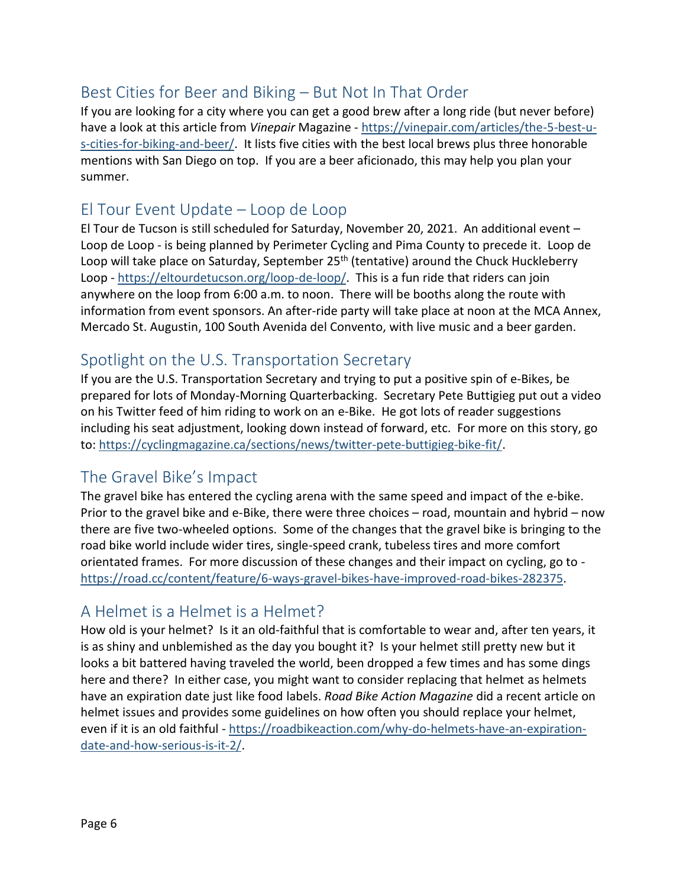## Best Cities for Beer and Biking – But Not In That Order

If you are looking for a city where you can get a good brew after a long ride (but never before) have a look at this article from *Vinepair* Magazine - https://vinepair.com/articles/the-5-best-u-s-cities-for-biking-and-beer/. It lists five cities with the best local brews plus three honorable mentions with San Diego on top. If you are a beer aficionado, this may help you plan your summer.

## El Tour Event Update – Loop de Loop

El Tour de Tucson is still scheduled for Saturday, November 20, 2021. An additional event – Loop de Loop - is being planned by Perimeter Cycling and Pima County to precede it. Loop de Loop will take place on Saturday, September 25th (tentative) around the Chuck Huckleberry Loop - https://eltourdetucson.org/loop-de-loop/. This is a fun ride that riders can join anywhere on the loop from 6:00 a.m. to noon. There will be booths along the route with information from event sponsors. An after-ride party will take place at noon at the MCA Annex, Mercado St. Augustin, 100 South Avenida del Convento, with live music and a beer garden.

## Spotlight on the U.S. Transportation Secretary

If you are the U.S. Transportation Secretary and trying to put a positive spin of e-Bikes, be prepared for lots of Monday-Morning Quarterbacking. Secretary Pete Buttigieg put out a video on his Twitter feed of him riding to work on an e-Bike. He got lots of reader suggestions including his seat adjustment, looking down instead of forward, etc. For more on this story, go to: https://cyclingmagazine.ca/sections/news/twitter-pete-buttigieg-bike-fit/.

## The Gravel Bike's Impact

The gravel bike has entered the cycling arena with the same speed and impact of the e-bike. Prior to the gravel bike and e-Bike, there were three choices – road, mountain and hybrid – now there are five two-wheeled options. Some of the changes that the gravel bike is bringing to the road bike world include wider tires, single-speed crank, tubeless tires and more comfort orientated frames. For more discussion of these changes and their impact on cycling, go to - https://road.cc/content/feature/6-ways-gravel-bikes-have-improved-road-bikes-282375.

## A Helmet is a Helmet is a Helmet?

How old is your helmet? Is it an old-faithful that is comfortable to wear and, after ten years, it is as shiny and unblemished as the day you bought it? Is your helmet still pretty new but it looks a bit battered having traveled the world, been dropped a few times and has some dings here and there? In either case, you might want to consider replacing that helmet as helmets have an expiration date just like food labels. *Road Bike Action Magazine* did a recent article on helmet issues and provides some guidelines on how often you should replace your helmet, even if it is an old faithful - https://roadbikeaction.com/why-do-helmets-have-an-expiration-date-and-how-serious-is-it-2/.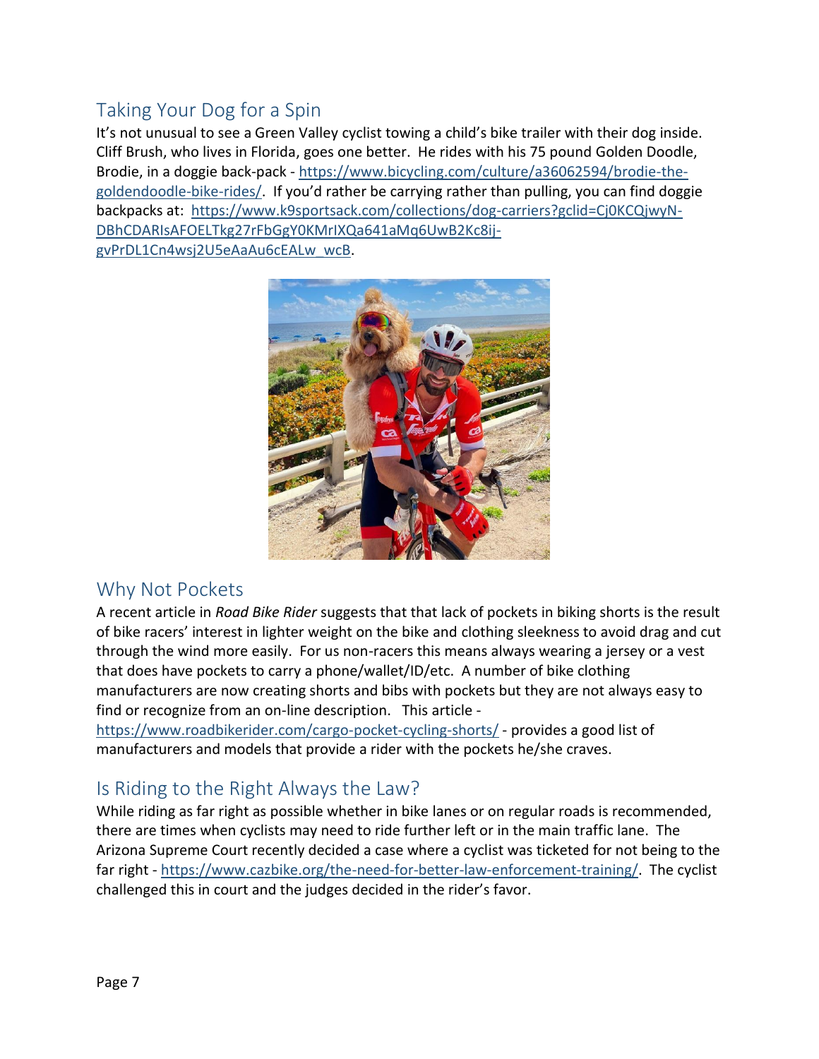## Taking Your Dog for a Spin

It's not unusual to see a Green Valley cyclist towing a child's bike trailer with their dog inside. Cliff Brush, who lives in Florida, goes one better. He rides with his 75 pound Golden Doodle, Brodie, in a doggie back-pack - https://www.bicycling.com/culture/a36062594/brodie-the-goldendoodle-bike-rides/. If you'd rather be carrying rather than pulling, you can find doggie backpacks at: https://www.k9sportsack.com/collections/dog-carriers?gclid=Cj0KCQjwyN-DBhCDARIsAFOELTkg27rFbGgY0KMrIXQa641aMq6UwB2Kc8ij-gvPrDL1Cn4wsj2U5eAaAu6cEALw_wcB.

## Why Not Pockets

A recent article in *Road Bike Rider* suggests that that lack of pockets in biking shorts is the result of bike racers' interest in lighter weight on the bike and clothing sleekness to avoid drag and cut through the wind more easily. For us non-racers this means always wearing a jersey or a vest that does have pockets to carry a phone/wallet/ID/etc. A number of bike clothing manufacturers are now creating shorts and bibs with pockets but they are not always easy to find or recognize from an on-line description. This article - https://www.roadbikerider.com/cargo-pocket-cycling-shorts/ - provides a good list of manufacturers and models that provide a rider with the pockets he/she craves.

## Is Riding to the Right Always the Law?

While riding as far right as possible whether in bike lanes or on regular roads is recommended, there are times when cyclists may need to ride further left or in the main traffic lane. The Arizona Supreme Court recently decided a case where a cyclist was ticketed for not being to the far right - https://www.cazbike.org/the-need-for-better-law-enforcement-training/. The cyclist challenged this in court and the judges decided in the rider's favor.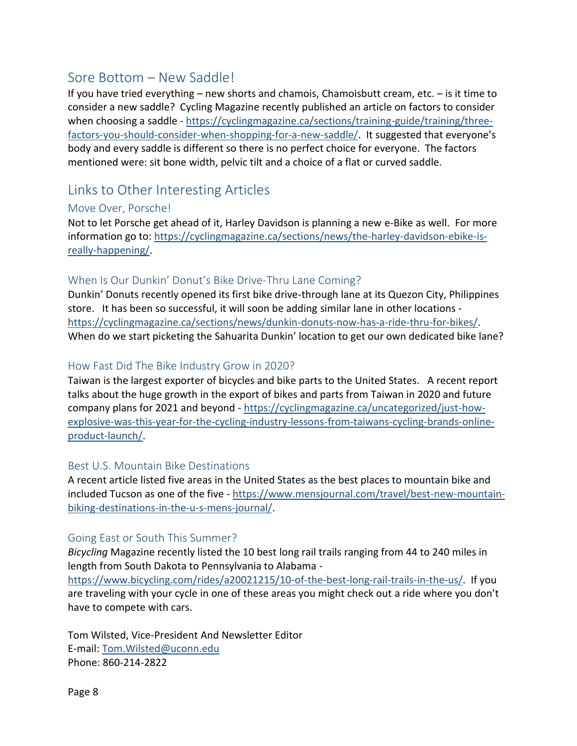## Sore Bottom – New Saddle!

If you have tried everything – new shorts and chamois, Chamoisbutt cream, etc. – is it time to consider a new saddle? Cycling Magazine recently published an article on factors to consider when choosing a saddle - https://cyclingmagazine.ca/sections/training-guide/training/three-factors-you-should-consider-when-shopping-for-a-new-saddle/. It suggested that everyone's body and every saddle is different so there is no perfect choice for everyone. The factors mentioned were: sit bone width, pelvic tilt and a choice of a flat or curved saddle.

## Links to Other Interesting Articles

### Move Over, Porsche!

Not to let Porsche get ahead of it, Harley Davidson is planning a new e-Bike as well. For more information go to: https://cyclingmagazine.ca/sections/news/the-harley-davidson-ebike-is-really-happening/.

### When Is Our Dunkin' Donut's Bike Drive-Thru Lane Coming?

Dunkin' Donuts recently opened its first bike drive-through lane at its Quezon City, Philippines store. It has been so successful, it will soon be adding similar lane in other locations - https://cyclingmagazine.ca/sections/news/dunkin-donuts-now-has-a-ride-thru-for-bikes/. When do we start picketing the Sahuarita Dunkin' location to get our own dedicated bike lane?

### How Fast Did The Bike Industry Grow in 2020?

Taiwan is the largest exporter of bicycles and bike parts to the United States. A recent report talks about the huge growth in the export of bikes and parts from Taiwan in 2020 and future company plans for 2021 and beyond - https://cyclingmagazine.ca/uncategorized/just-how-explosive-was-this-year-for-the-cycling-industry-lessons-from-taiwans-cycling-brands-online-product-launch/.

### Best U.S. Mountain Bike Destinations

A recent article listed five areas in the United States as the best places to mountain bike and included Tucson as one of the five - https://www.mensjournal.com/travel/best-new-mountain-biking-destinations-in-the-u-s-mens-journal/.

### Going East or South This Summer?

*Bicycling* Magazine recently listed the 10 best long rail trails ranging from 44 to 240 miles in length from South Dakota to Pennsylvania to Alabama - https://www.bicycling.com/rides/a20021215/10-of-the-best-long-rail-trails-in-the-us/. If you are traveling with your cycle in one of these areas you might check out a ride where you don't have to compete with cars.

Tom Wilsted, Vice-President And Newsletter Editor
E-mail: Tom.Wilsted@uconn.edu
Phone: 860-214-2822